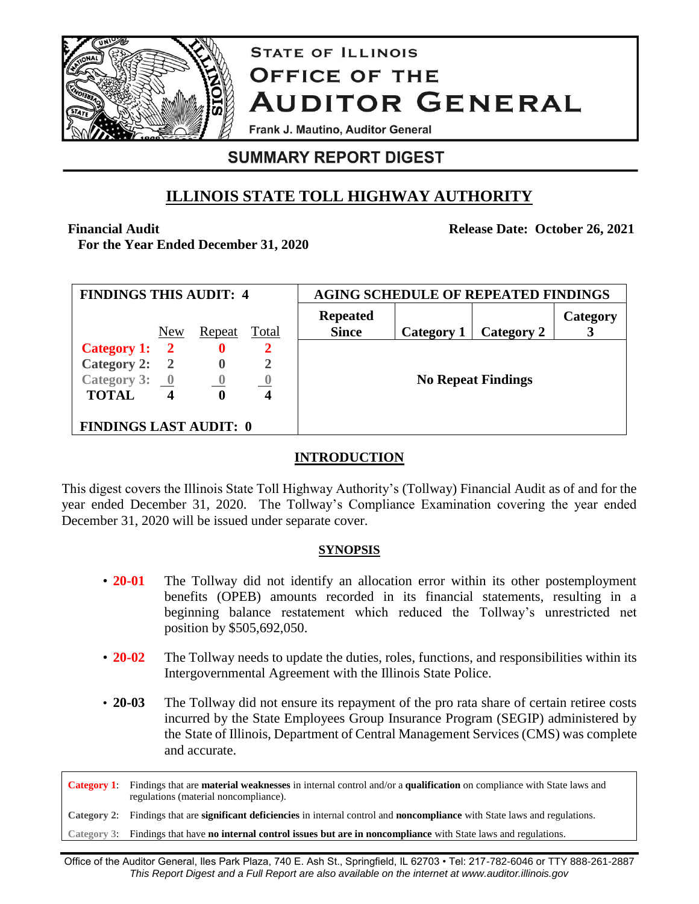# STATE OF ILLINOIS OFFICE OF THE AUDITOR GENERAL

Frank J. Mautino, Auditor General

## SUMMARY REPORT DIGEST

## ILLINOIS STATE TOLL HIGHWAY AUTHORITY

**Financial Audit**
**For the Year Ended December 31, 2020**

**Release Date: October 26, 2021**

| FINDINGS THIS AUDIT: 4 | | | |
|---|---|---|---|
| | New | Repeat | Total |
| **Category 1:** | **2** | **0** | **2** |
| **Category 2:** | **2** | **0** | **2** |
| **Category 3:** | **0** | **0** | **0** |
| **TOTAL** | **4** | **0** | **4** |

**FINDINGS LAST AUDIT: 0**

| AGING SCHEDULE OF REPEATED FINDINGS | | | |
|---|---|---|---|
| **Repeated Since** | **Category 1** | **Category 2** | **Category 3** |
| **No Repeat Findings** | | | |

## INTRODUCTION

This digest covers the Illinois State Toll Highway Authority's (Tollway) Financial Audit as of and for the year ended December 31, 2020. The Tollway's Compliance Examination covering the year ended December 31, 2020 will be issued under separate cover.

## SYNOPSIS

- **20-01** The Tollway did not identify an allocation error within its other postemployment benefits (OPEB) amounts recorded in its financial statements, resulting in a beginning balance restatement which reduced the Tollway's unrestricted net position by $505,692,050.

- **20-02** The Tollway needs to update the duties, roles, functions, and responsibilities within its Intergovernmental Agreement with the Illinois State Police.

- **20-03** The Tollway did not ensure its repayment of the pro rata share of certain retiree costs incurred by the State Employees Group Insurance Program (SEGIP) administered by the State of Illinois, Department of Central Management Services (CMS) was complete and accurate.

| | |
|---|---|
| **Category 1**: | Findings that are **material weaknesses** in internal control and/or a **qualification** on compliance with State laws and regulations (material noncompliance). |
| **Category 2**: | Findings that are **significant deficiencies** in internal control and **noncompliance** with State laws and regulations. |
| **Category 3**: | Findings that have **no internal control issues but are in noncompliance** with State laws and regulations. |

Office of the Auditor General, Iles Park Plaza, 740 E. Ash St., Springfield, IL 62703 • Tel: 217-782-6046 or TTY 888-261-2887
*This Report Digest and a Full Report are also available on the internet at www.auditor.illinois.gov*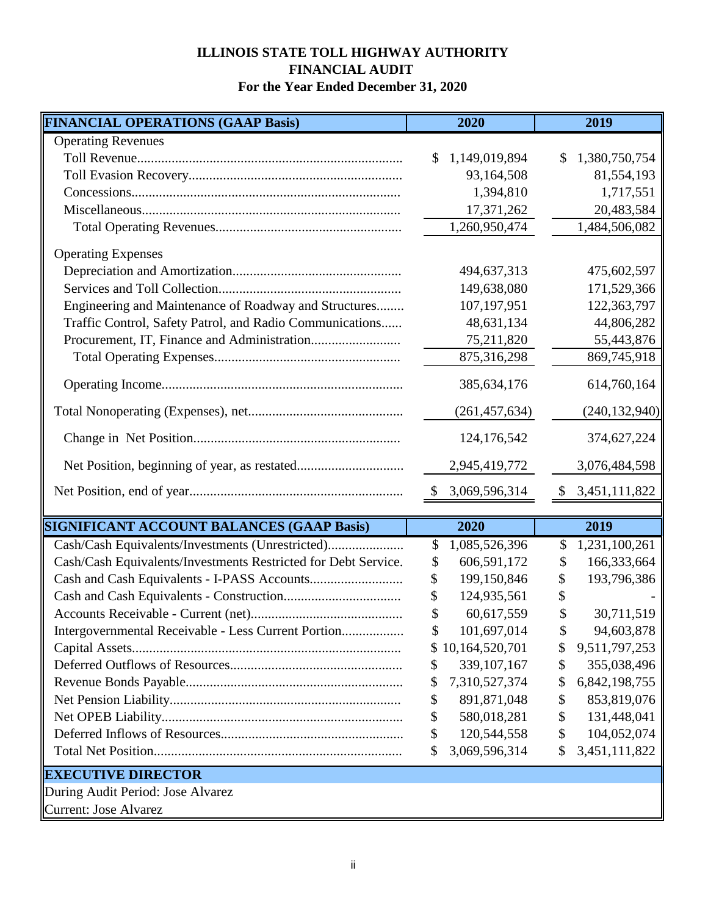# ILLINOIS STATE TOLL HIGHWAY AUTHORITY
## FINANCIAL AUDIT
### For the Year Ended December 31, 2020

| FINANCIAL OPERATIONS (GAAP Basis) | 2020 | 2019 |
|---|---|---|
| Operating Revenues | | |
| Toll Revenue | $ 1,149,019,894 | $ 1,380,750,754 |
| Toll Evasion Recovery | 93,164,508 | 81,554,193 |
| Concessions | 1,394,810 | 1,717,551 |
| Miscellaneous | 17,371,262 | 20,483,584 |
| Total Operating Revenues | 1,260,950,474 | 1,484,506,082 |
| Operating Expenses | | |
| Depreciation and Amortization | 494,637,313 | 475,602,597 |
| Services and Toll Collection | 149,638,080 | 171,529,366 |
| Engineering and Maintenance of Roadway and Structures | 107,197,951 | 122,363,797 |
| Traffic Control, Safety Patrol, and Radio Communications | 48,631,134 | 44,806,282 |
| Procurement, IT, Finance and Administration | 75,211,820 | 55,443,876 |
| Total Operating Expenses | 875,316,298 | 869,745,918 |
| Operating Income | 385,634,176 | 614,760,164 |
| Total Nonoperating (Expenses), net | (261,457,634) | (240,132,940) |
| Change in Net Position | 124,176,542 | 374,627,224 |
| Net Position, beginning of year, as restated | 2,945,419,772 | 3,076,484,598 |
| Net Position, end of year | $ 3,069,596,314 | $ 3,451,111,822 |

| SIGNIFICANT ACCOUNT BALANCES (GAAP Basis) | 2020 | 2019 |
|---|---|---|
| Cash/Cash Equivalents/Investments (Unrestricted) | $ 1,085,526,396 | $ 1,231,100,261 |
| Cash/Cash Equivalents/Investments Restricted for Debt Service. | $ 606,591,172 | $ 166,333,664 |
| Cash and Cash Equivalents - I-PASS Accounts | $ 199,150,846 | $ 193,796,386 |
| Cash and Cash Equivalents - Construction | $ 124,935,561 | $ - |
| Accounts Receivable - Current (net) | $ 60,617,559 | $ 30,711,519 |
| Intergovernmental Receivable - Less Current Portion | $ 101,697,014 | $ 94,603,878 |
| Capital Assets | $ 10,164,520,701 | $ 9,511,797,253 |
| Deferred Outflows of Resources | $ 339,107,167 | $ 355,038,496 |
| Revenue Bonds Payable | $ 7,310,527,374 | $ 6,842,198,755 |
| Net Pension Liability | $ 891,871,048 | $ 853,819,076 |
| Net OPEB Liability | $ 580,018,281 | $ 131,448,041 |
| Deferred Inflows of Resources | $ 120,544,558 | $ 104,052,074 |
| Total Net Position | $ 3,069,596,314 | $ 3,451,111,822 |

| EXECUTIVE DIRECTOR |
|---|
| During Audit Period: Jose Alvarez |
| Current: Jose Alvarez |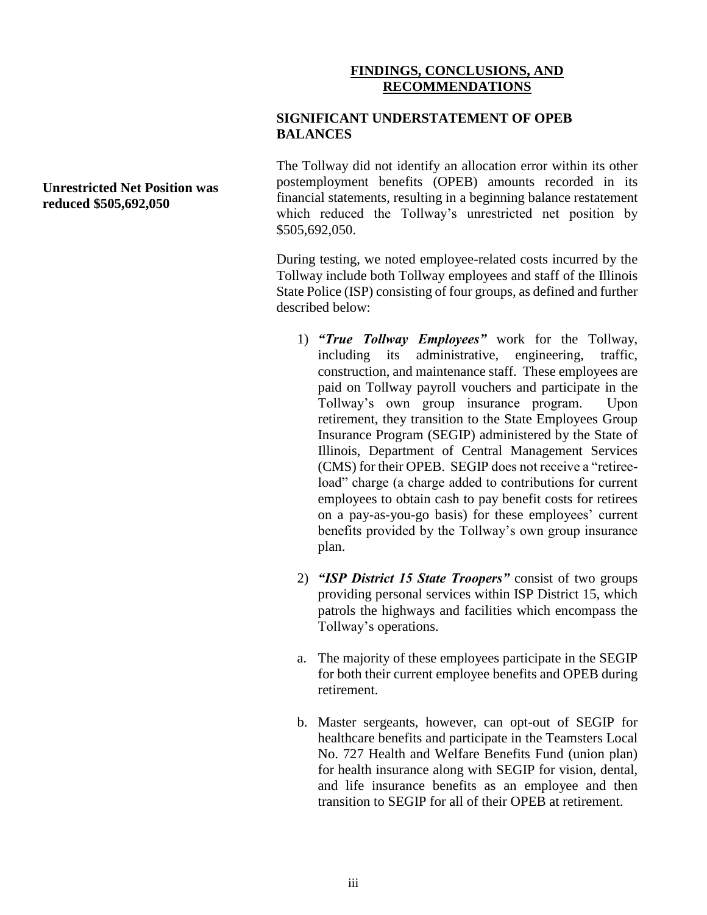## FINDINGS, CONCLUSIONS, AND RECOMMENDATIONS

### SIGNIFICANT UNDERSTATEMENT OF OPEB BALANCES

**Unrestricted Net Position was reduced $505,692,050**

The Tollway did not identify an allocation error within its other postemployment benefits (OPEB) amounts recorded in its financial statements, resulting in a beginning balance restatement which reduced the Tollway's unrestricted net position by $505,692,050.

During testing, we noted employee-related costs incurred by the Tollway include both Tollway employees and staff of the Illinois State Police (ISP) consisting of four groups, as defined and further described below:

1) ***"True Tollway Employees"*** work for the Tollway, including its administrative, engineering, traffic, construction, and maintenance staff. These employees are paid on Tollway payroll vouchers and participate in the Tollway's own group insurance program. Upon retirement, they transition to the State Employees Group Insurance Program (SEGIP) administered by the State of Illinois, Department of Central Management Services (CMS) for their OPEB. SEGIP does not receive a "retiree-load" charge (a charge added to contributions for current employees to obtain cash to pay benefit costs for retirees on a pay-as-you-go basis) for these employees' current benefits provided by the Tollway's own group insurance plan.

2) ***"ISP District 15 State Troopers"*** consist of two groups providing personal services within ISP District 15, which patrols the highways and facilities which encompass the Tollway's operations.

   a. The majority of these employees participate in the SEGIP for both their current employee benefits and OPEB during retirement.

   b. Master sergeants, however, can opt-out of SEGIP for healthcare benefits and participate in the Teamsters Local No. 727 Health and Welfare Benefits Fund (union plan) for health insurance along with SEGIP for vision, dental, and life insurance benefits as an employee and then transition to SEGIP for all of their OPEB at retirement.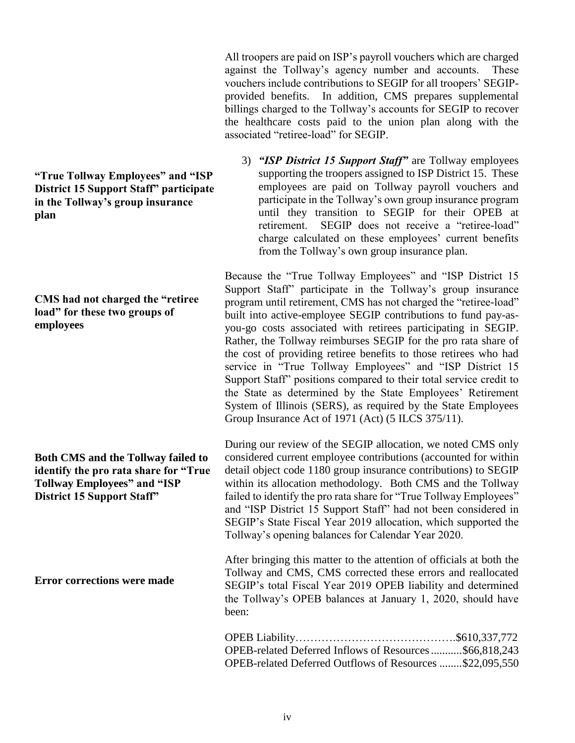All troopers are paid on ISP's payroll vouchers which are charged against the Tollway's agency number and accounts. These vouchers include contributions to SEGIP for all troopers' SEGIP-provided benefits. In addition, CMS prepares supplemental billings charged to the Tollway's accounts for SEGIP to recover the healthcare costs paid to the union plan along with the associated "retiree-load" for SEGIP.

**"True Tollway Employees" and "ISP District 15 Support Staff" participate in the Tollway's group insurance plan**

3) ***"ISP District 15 Support Staff"*** are Tollway employees supporting the troopers assigned to ISP District 15. These employees are paid on Tollway payroll vouchers and participate in the Tollway's own group insurance program until they transition to SEGIP for their OPEB at retirement. SEGIP does not receive a "retiree-load" charge calculated on these employees' current benefits from the Tollway's own group insurance plan.

**CMS had not charged the "retiree load" for these two groups of employees**

Because the "True Tollway Employees" and "ISP District 15 Support Staff" participate in the Tollway's group insurance program until retirement, CMS has not charged the "retiree-load" built into active-employee SEGIP contributions to fund pay-as-you-go costs associated with retirees participating in SEGIP. Rather, the Tollway reimburses SEGIP for the pro rata share of the cost of providing retiree benefits to those retirees who had service in "True Tollway Employees" and "ISP District 15 Support Staff" positions compared to their total service credit to the State as determined by the State Employees' Retirement System of Illinois (SERS), as required by the State Employees Group Insurance Act of 1971 (Act) (5 ILCS 375/11).

**Both CMS and the Tollway failed to identify the pro rata share for "True Tollway Employees" and "ISP District 15 Support Staff"**

During our review of the SEGIP allocation, we noted CMS only considered current employee contributions (accounted for within detail object code 1180 group insurance contributions) to SEGIP within its allocation methodology. Both CMS and the Tollway failed to identify the pro rata share for "True Tollway Employees" and "ISP District 15 Support Staff" had not been considered in SEGIP's State Fiscal Year 2019 allocation, which supported the Tollway's opening balances for Calendar Year 2020.

**Error corrections were made**

After bringing this matter to the attention of officials at both the Tollway and CMS, CMS corrected these errors and reallocated SEGIP's total Fiscal Year 2019 OPEB liability and determined the Tollway's OPEB balances at January 1, 2020, should have been:

| | |
|---|---|
| OPEB Liability | $610,337,772 |
| OPEB-related Deferred Inflows of Resources | $66,818,243 |
| OPEB-related Deferred Outflows of Resources | $22,095,550 |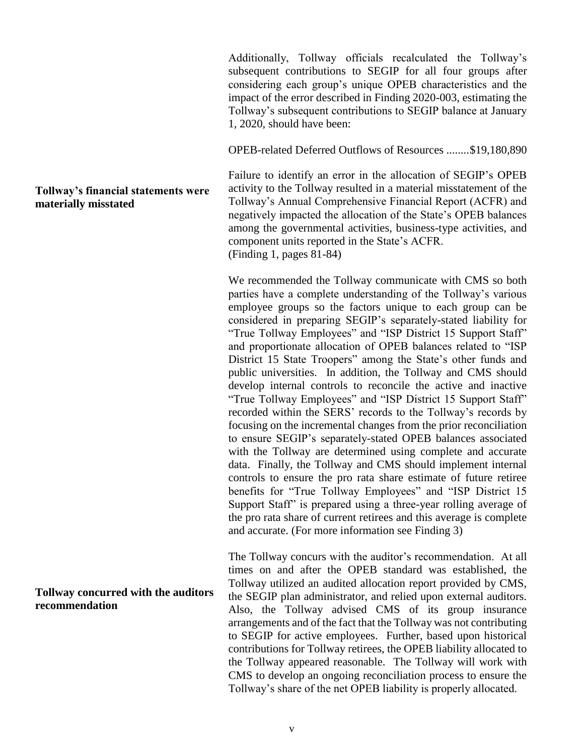Additionally, Tollway officials recalculated the Tollway's subsequent contributions to SEGIP for all four groups after considering each group's unique OPEB characteristics and the impact of the error described in Finding 2020-003, estimating the Tollway's subsequent contributions to SEGIP balance at January 1, 2020, should have been:

OPEB-related Deferred Outflows of Resources ........$19,180,890

**Tollway's financial statements were materially misstated**

Failure to identify an error in the allocation of SEGIP's OPEB activity to the Tollway resulted in a material misstatement of the Tollway's Annual Comprehensive Financial Report (ACFR) and negatively impacted the allocation of the State's OPEB balances among the governmental activities, business-type activities, and component units reported in the State's ACFR.
(Finding 1, pages 81-84)

We recommended the Tollway communicate with CMS so both parties have a complete understanding of the Tollway's various employee groups so the factors unique to each group can be considered in preparing SEGIP's separately-stated liability for "True Tollway Employees" and "ISP District 15 Support Staff" and proportionate allocation of OPEB balances related to "ISP District 15 State Troopers" among the State's other funds and public universities. In addition, the Tollway and CMS should develop internal controls to reconcile the active and inactive "True Tollway Employees" and "ISP District 15 Support Staff" recorded within the SERS' records to the Tollway's records by focusing on the incremental changes from the prior reconciliation to ensure SEGIP's separately-stated OPEB balances associated with the Tollway are determined using complete and accurate data. Finally, the Tollway and CMS should implement internal controls to ensure the pro rata share estimate of future retiree benefits for "True Tollway Employees" and "ISP District 15 Support Staff" is prepared using a three-year rolling average of the pro rata share of current retirees and this average is complete and accurate. (For more information see Finding 3)

**Tollway concurred with the auditors recommendation**

The Tollway concurs with the auditor's recommendation. At all times on and after the OPEB standard was established, the Tollway utilized an audited allocation report provided by CMS, the SEGIP plan administrator, and relied upon external auditors. Also, the Tollway advised CMS of its group insurance arrangements and of the fact that the Tollway was not contributing to SEGIP for active employees. Further, based upon historical contributions for Tollway retirees, the OPEB liability allocated to the Tollway appeared reasonable. The Tollway will work with CMS to develop an ongoing reconciliation process to ensure the Tollway's share of the net OPEB liability is properly allocated.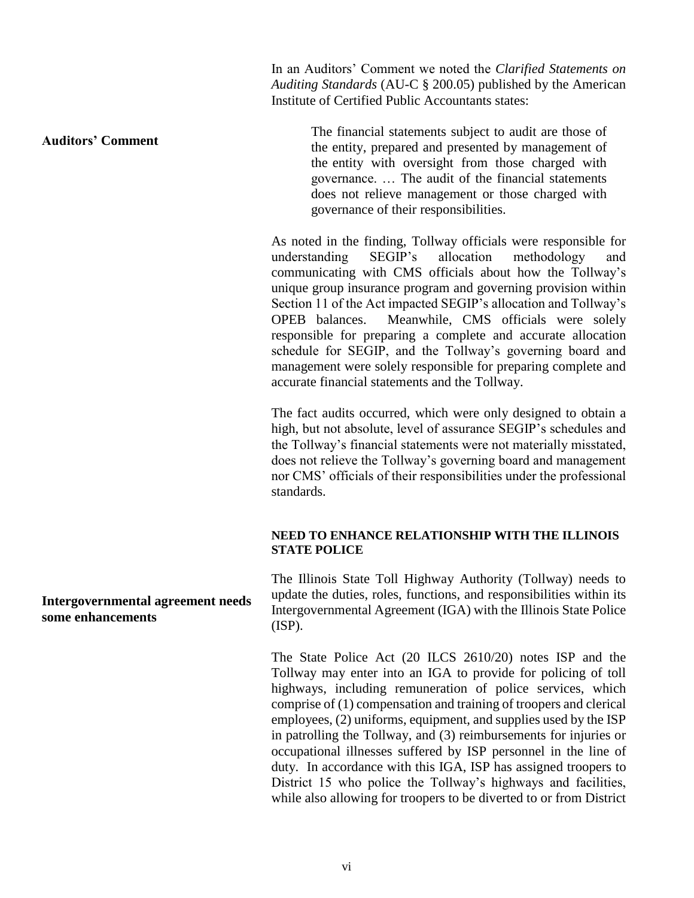In an Auditors' Comment we noted the *Clarified Statements on Auditing Standards* (AU-C § 200.05) published by the American Institute of Certified Public Accountants states:

**Auditors' Comment**

> The financial statements subject to audit are those of the entity, prepared and presented by management of the entity with oversight from those charged with governance. … The audit of the financial statements does not relieve management or those charged with governance of their responsibilities.

As noted in the finding, Tollway officials were responsible for understanding SEGIP's allocation methodology and communicating with CMS officials about how the Tollway's unique group insurance program and governing provision within Section 11 of the Act impacted SEGIP's allocation and Tollway's OPEB balances. Meanwhile, CMS officials were solely responsible for preparing a complete and accurate allocation schedule for SEGIP, and the Tollway's governing board and management were solely responsible for preparing complete and accurate financial statements and the Tollway.

The fact audits occurred, which were only designed to obtain a high, but not absolute, level of assurance SEGIP's schedules and the Tollway's financial statements were not materially misstated, does not relieve the Tollway's governing board and management nor CMS' officials of their responsibilities under the professional standards.

**NEED TO ENHANCE RELATIONSHIP WITH THE ILLINOIS STATE POLICE**

**Intergovernmental agreement needs some enhancements**

The Illinois State Toll Highway Authority (Tollway) needs to update the duties, roles, functions, and responsibilities within its Intergovernmental Agreement (IGA) with the Illinois State Police (ISP).

The State Police Act (20 ILCS 2610/20) notes ISP and the Tollway may enter into an IGA to provide for policing of toll highways, including remuneration of police services, which comprise of (1) compensation and training of troopers and clerical employees, (2) uniforms, equipment, and supplies used by the ISP in patrolling the Tollway, and (3) reimbursements for injuries or occupational illnesses suffered by ISP personnel in the line of duty. In accordance with this IGA, ISP has assigned troopers to District 15 who police the Tollway's highways and facilities, while also allowing for troopers to be diverted to or from District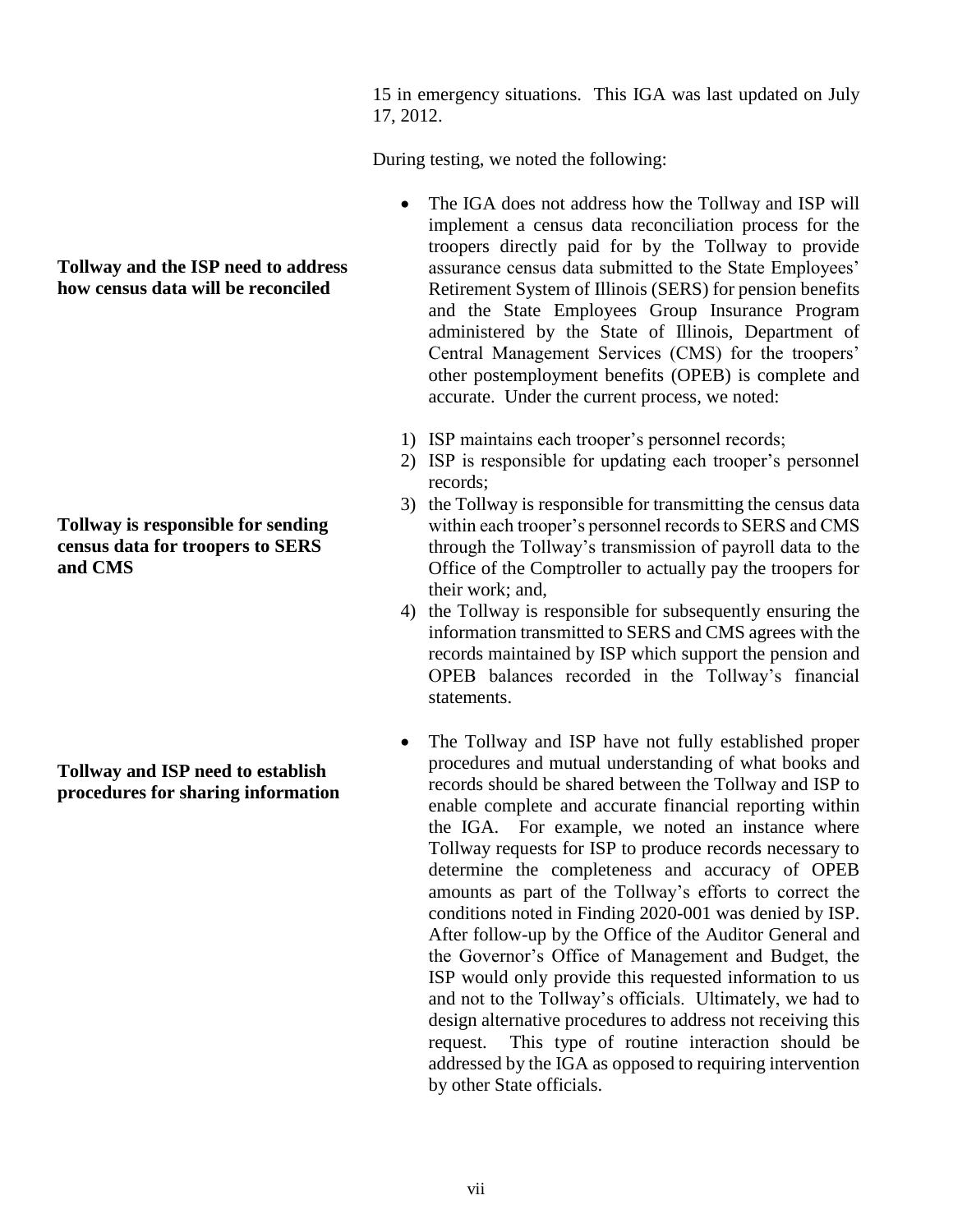15 in emergency situations. This IGA was last updated on July 17, 2012.

During testing, we noted the following:

**Tollway and the ISP need to address how census data will be reconciled**

- The IGA does not address how the Tollway and ISP will implement a census data reconciliation process for the troopers directly paid for by the Tollway to provide assurance census data submitted to the State Employees' Retirement System of Illinois (SERS) for pension benefits and the State Employees Group Insurance Program administered by the State of Illinois, Department of Central Management Services (CMS) for the troopers' other postemployment benefits (OPEB) is complete and accurate. Under the current process, we noted:

1) ISP maintains each trooper's personnel records;
2) ISP is responsible for updating each trooper's personnel records;
3) the Tollway is responsible for transmitting the census data within each trooper's personnel records to SERS and CMS through the Tollway's transmission of payroll data to the Office of the Comptroller to actually pay the troopers for their work; and,
4) the Tollway is responsible for subsequently ensuring the information transmitted to SERS and CMS agrees with the records maintained by ISP which support the pension and OPEB balances recorded in the Tollway's financial statements.

**Tollway is responsible for sending census data for troopers to SERS and CMS**

**Tollway and ISP need to establish procedures for sharing information**

- The Tollway and ISP have not fully established proper procedures and mutual understanding of what books and records should be shared between the Tollway and ISP to enable complete and accurate financial reporting within the IGA. For example, we noted an instance where Tollway requests for ISP to produce records necessary to determine the completeness and accuracy of OPEB amounts as part of the Tollway's efforts to correct the conditions noted in Finding 2020-001 was denied by ISP. After follow-up by the Office of the Auditor General and the Governor's Office of Management and Budget, the ISP would only provide this requested information to us and not to the Tollway's officials. Ultimately, we had to design alternative procedures to address not receiving this request. This type of routine interaction should be addressed by the IGA as opposed to requiring intervention by other State officials.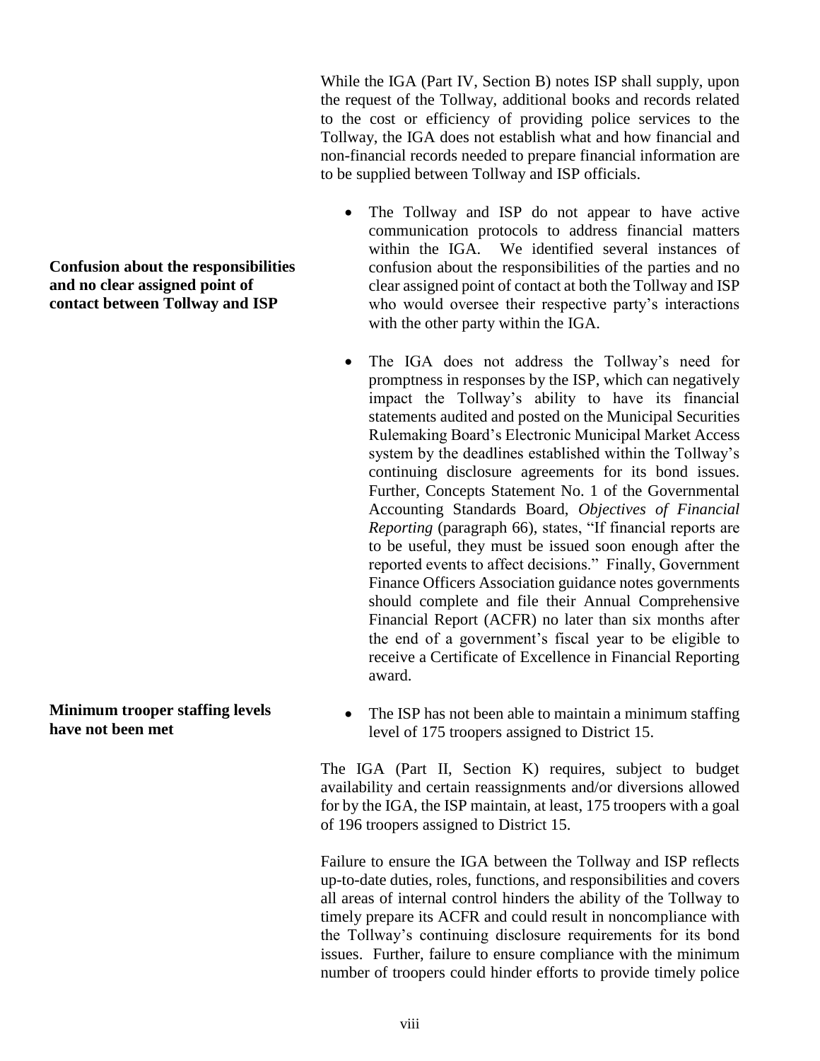While the IGA (Part IV, Section B) notes ISP shall supply, upon the request of the Tollway, additional books and records related to the cost or efficiency of providing police services to the Tollway, the IGA does not establish what and how financial and non-financial records needed to prepare financial information are to be supplied between Tollway and ISP officials.

**Confusion about the responsibilities and no clear assigned point of contact between Tollway and ISP**

- The Tollway and ISP do not appear to have active communication protocols to address financial matters within the IGA. We identified several instances of confusion about the responsibilities of the parties and no clear assigned point of contact at both the Tollway and ISP who would oversee their respective party's interactions with the other party within the IGA.

- The IGA does not address the Tollway's need for promptness in responses by the ISP, which can negatively impact the Tollway's ability to have its financial statements audited and posted on the Municipal Securities Rulemaking Board's Electronic Municipal Market Access system by the deadlines established within the Tollway's continuing disclosure agreements for its bond issues. Further, Concepts Statement No. 1 of the Governmental Accounting Standards Board, *Objectives of Financial Reporting* (paragraph 66), states, "If financial reports are to be useful, they must be issued soon enough after the reported events to affect decisions." Finally, Government Finance Officers Association guidance notes governments should complete and file their Annual Comprehensive Financial Report (ACFR) no later than six months after the end of a government's fiscal year to be eligible to receive a Certificate of Excellence in Financial Reporting award.

**Minimum trooper staffing levels have not been met**

- The ISP has not been able to maintain a minimum staffing level of 175 troopers assigned to District 15.

The IGA (Part II, Section K) requires, subject to budget availability and certain reassignments and/or diversions allowed for by the IGA, the ISP maintain, at least, 175 troopers with a goal of 196 troopers assigned to District 15.

Failure to ensure the IGA between the Tollway and ISP reflects up-to-date duties, roles, functions, and responsibilities and covers all areas of internal control hinders the ability of the Tollway to timely prepare its ACFR and could result in noncompliance with the Tollway's continuing disclosure requirements for its bond issues. Further, failure to ensure compliance with the minimum number of troopers could hinder efforts to provide timely police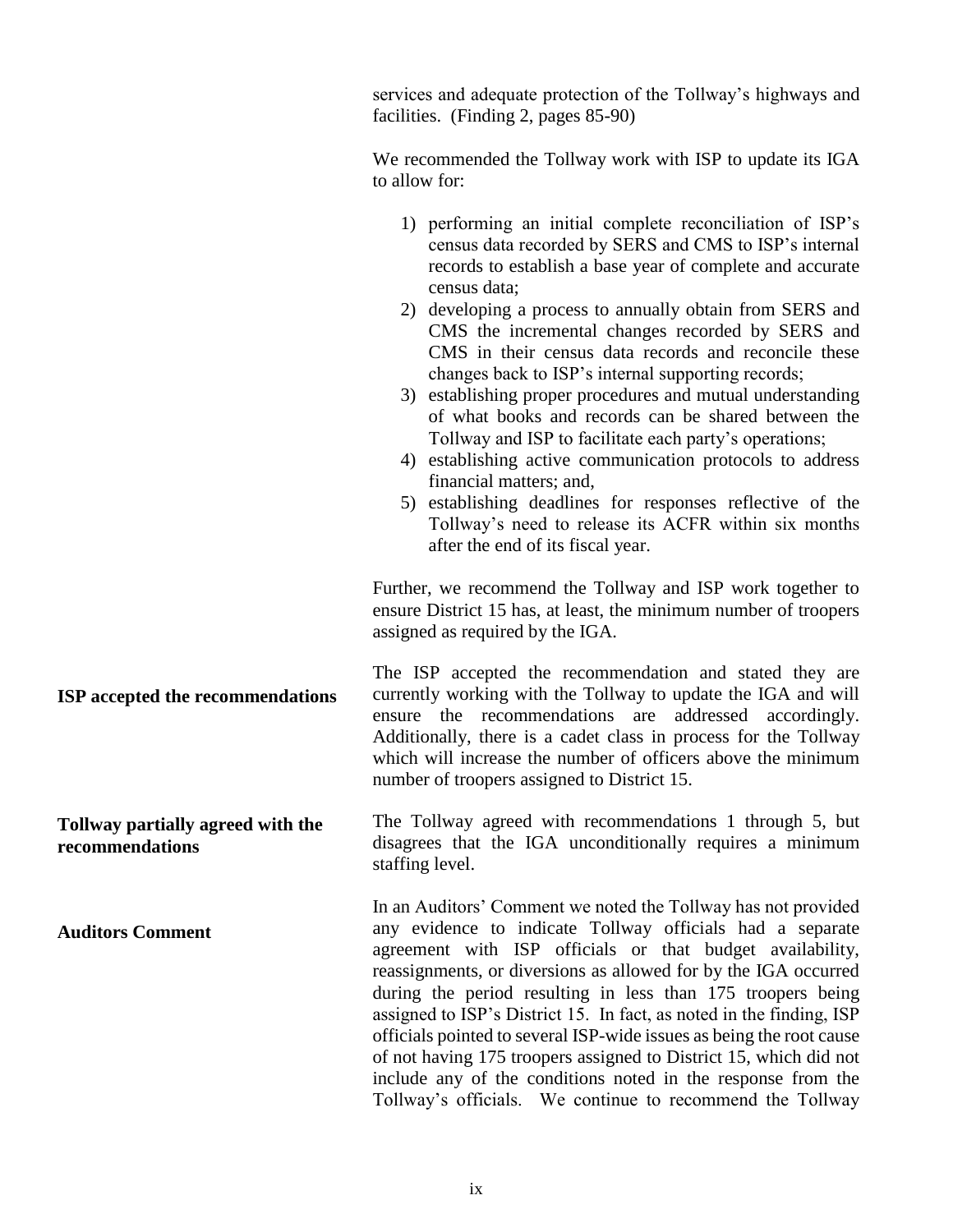services and adequate protection of the Tollway's highways and facilities. (Finding 2, pages 85-90)

We recommended the Tollway work with ISP to update its IGA to allow for:

1) performing an initial complete reconciliation of ISP's census data recorded by SERS and CMS to ISP's internal records to establish a base year of complete and accurate census data;
2) developing a process to annually obtain from SERS and CMS the incremental changes recorded by SERS and CMS in their census data records and reconcile these changes back to ISP's internal supporting records;
3) establishing proper procedures and mutual understanding of what books and records can be shared between the Tollway and ISP to facilitate each party's operations;
4) establishing active communication protocols to address financial matters; and,
5) establishing deadlines for responses reflective of the Tollway's need to release its ACFR within six months after the end of its fiscal year.

Further, we recommend the Tollway and ISP work together to ensure District 15 has, at least, the minimum number of troopers assigned as required by the IGA.

**ISP accepted the recommendations**

The ISP accepted the recommendation and stated they are currently working with the Tollway to update the IGA and will ensure the recommendations are addressed accordingly. Additionally, there is a cadet class in process for the Tollway which will increase the number of officers above the minimum number of troopers assigned to District 15.

**Tollway partially agreed with the recommendations**

The Tollway agreed with recommendations 1 through 5, but disagrees that the IGA unconditionally requires a minimum staffing level.

**Auditors Comment**

In an Auditors' Comment we noted the Tollway has not provided any evidence to indicate Tollway officials had a separate agreement with ISP officials or that budget availability, reassignments, or diversions as allowed for by the IGA occurred during the period resulting in less than 175 troopers being assigned to ISP's District 15. In fact, as noted in the finding, ISP officials pointed to several ISP-wide issues as being the root cause of not having 175 troopers assigned to District 15, which did not include any of the conditions noted in the response from the Tollway's officials. We continue to recommend the Tollway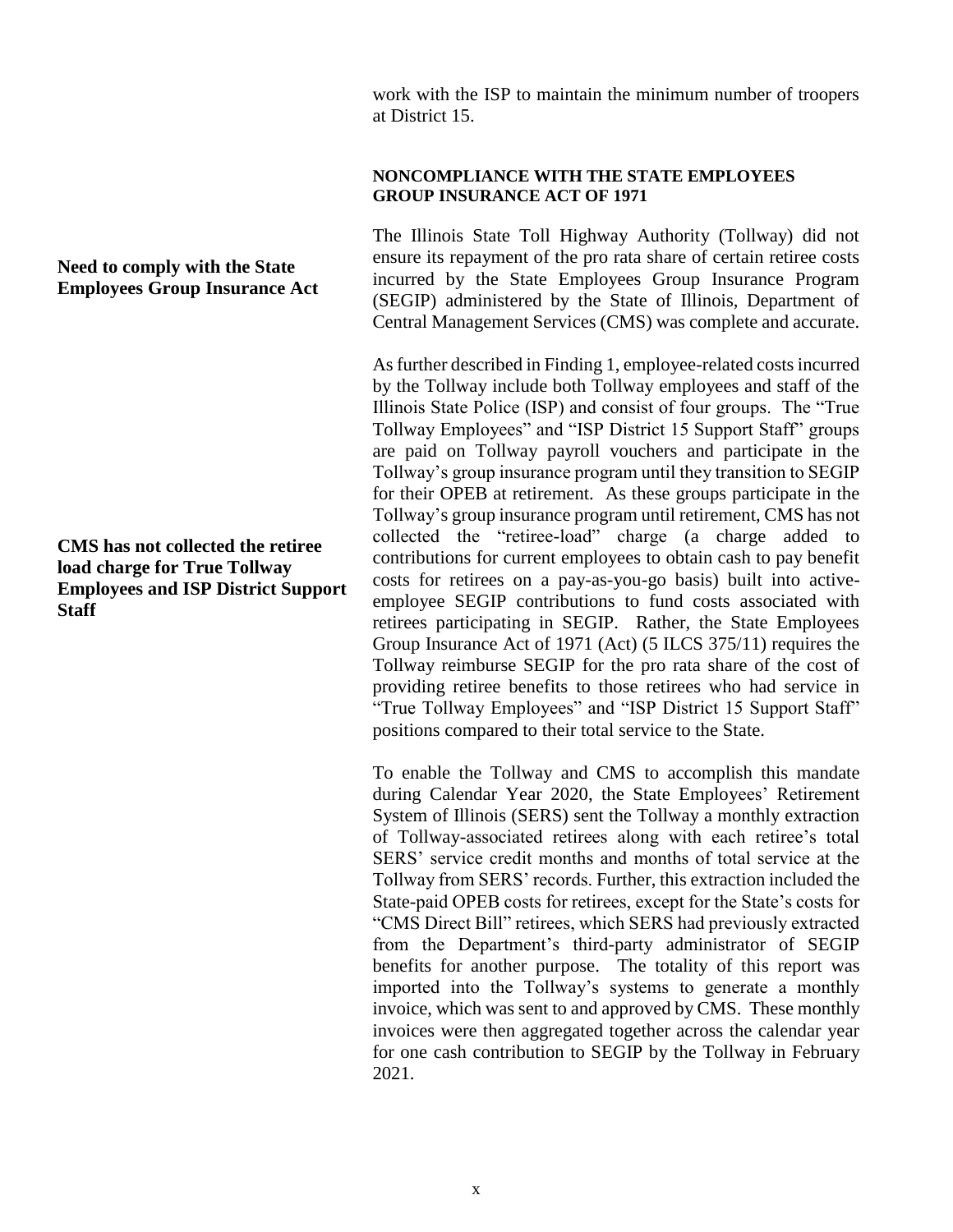work with the ISP to maintain the minimum number of troopers at District 15.

### NONCOMPLIANCE WITH THE STATE EMPLOYEES GROUP INSURANCE ACT OF 1971

**Need to comply with the State Employees Group Insurance Act**

The Illinois State Toll Highway Authority (Tollway) did not ensure its repayment of the pro rata share of certain retiree costs incurred by the State Employees Group Insurance Program (SEGIP) administered by the State of Illinois, Department of Central Management Services (CMS) was complete and accurate.

**CMS has not collected the retiree load charge for True Tollway Employees and ISP District Support Staff**

As further described in Finding 1, employee-related costs incurred by the Tollway include both Tollway employees and staff of the Illinois State Police (ISP) and consist of four groups. The "True Tollway Employees" and "ISP District 15 Support Staff" groups are paid on Tollway payroll vouchers and participate in the Tollway's group insurance program until they transition to SEGIP for their OPEB at retirement. As these groups participate in the Tollway's group insurance program until retirement, CMS has not collected the "retiree-load" charge (a charge added to contributions for current employees to obtain cash to pay benefit costs for retirees on a pay-as-you-go basis) built into active-employee SEGIP contributions to fund costs associated with retirees participating in SEGIP. Rather, the State Employees Group Insurance Act of 1971 (Act) (5 ILCS 375/11) requires the Tollway reimburse SEGIP for the pro rata share of the cost of providing retiree benefits to those retirees who had service in "True Tollway Employees" and "ISP District 15 Support Staff" positions compared to their total service to the State.

To enable the Tollway and CMS to accomplish this mandate during Calendar Year 2020, the State Employees' Retirement System of Illinois (SERS) sent the Tollway a monthly extraction of Tollway-associated retirees along with each retiree's total SERS' service credit months and months of total service at the Tollway from SERS' records. Further, this extraction included the State-paid OPEB costs for retirees, except for the State's costs for "CMS Direct Bill" retirees, which SERS had previously extracted from the Department's third-party administrator of SEGIP benefits for another purpose. The totality of this report was imported into the Tollway's systems to generate a monthly invoice, which was sent to and approved by CMS. These monthly invoices were then aggregated together across the calendar year for one cash contribution to SEGIP by the Tollway in February 2021.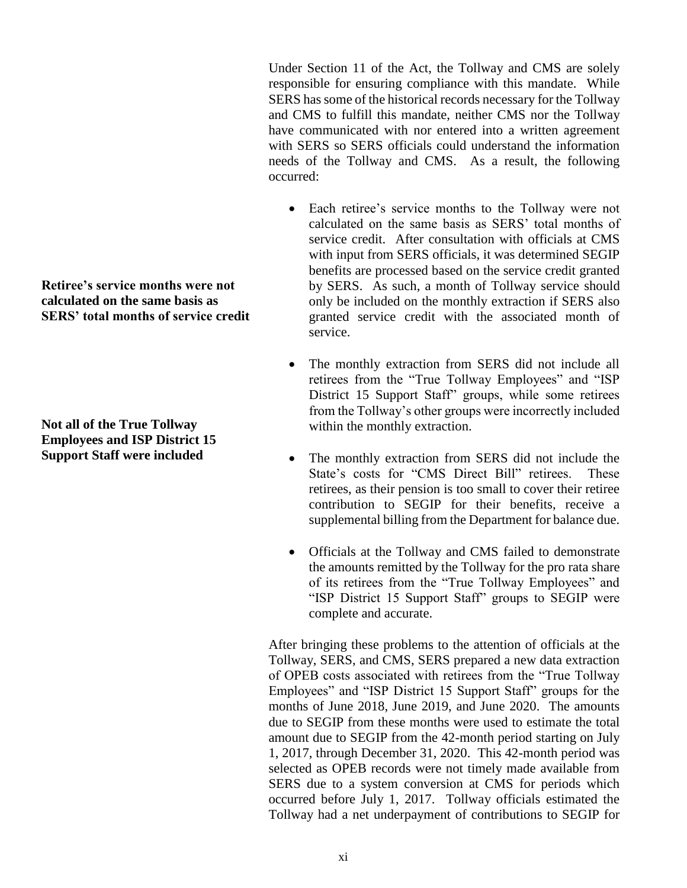Under Section 11 of the Act, the Tollway and CMS are solely responsible for ensuring compliance with this mandate. While SERS has some of the historical records necessary for the Tollway and CMS to fulfill this mandate, neither CMS nor the Tollway have communicated with nor entered into a written agreement with SERS so SERS officials could understand the information needs of the Tollway and CMS. As a result, the following occurred:

**Retiree's service months were not calculated on the same basis as SERS' total months of service credit**

- Each retiree's service months to the Tollway were not calculated on the same basis as SERS' total months of service credit. After consultation with officials at CMS with input from SERS officials, it was determined SEGIP benefits are processed based on the service credit granted by SERS. As such, a month of Tollway service should only be included on the monthly extraction if SERS also granted service credit with the associated month of service.

**Not all of the True Tollway Employees and ISP District 15 Support Staff were included**

- The monthly extraction from SERS did not include all retirees from the "True Tollway Employees" and "ISP District 15 Support Staff" groups, while some retirees from the Tollway's other groups were incorrectly included within the monthly extraction.

- The monthly extraction from SERS did not include the State's costs for "CMS Direct Bill" retirees. These retirees, as their pension is too small to cover their retiree contribution to SEGIP for their benefits, receive a supplemental billing from the Department for balance due.

- Officials at the Tollway and CMS failed to demonstrate the amounts remitted by the Tollway for the pro rata share of its retirees from the "True Tollway Employees" and "ISP District 15 Support Staff" groups to SEGIP were complete and accurate.

After bringing these problems to the attention of officials at the Tollway, SERS, and CMS, SERS prepared a new data extraction of OPEB costs associated with retirees from the "True Tollway Employees" and "ISP District 15 Support Staff" groups for the months of June 2018, June 2019, and June 2020. The amounts due to SEGIP from these months were used to estimate the total amount due to SEGIP from the 42-month period starting on July 1, 2017, through December 31, 2020. This 42-month period was selected as OPEB records were not timely made available from SERS due to a system conversion at CMS for periods which occurred before July 1, 2017. Tollway officials estimated the Tollway had a net underpayment of contributions to SEGIP for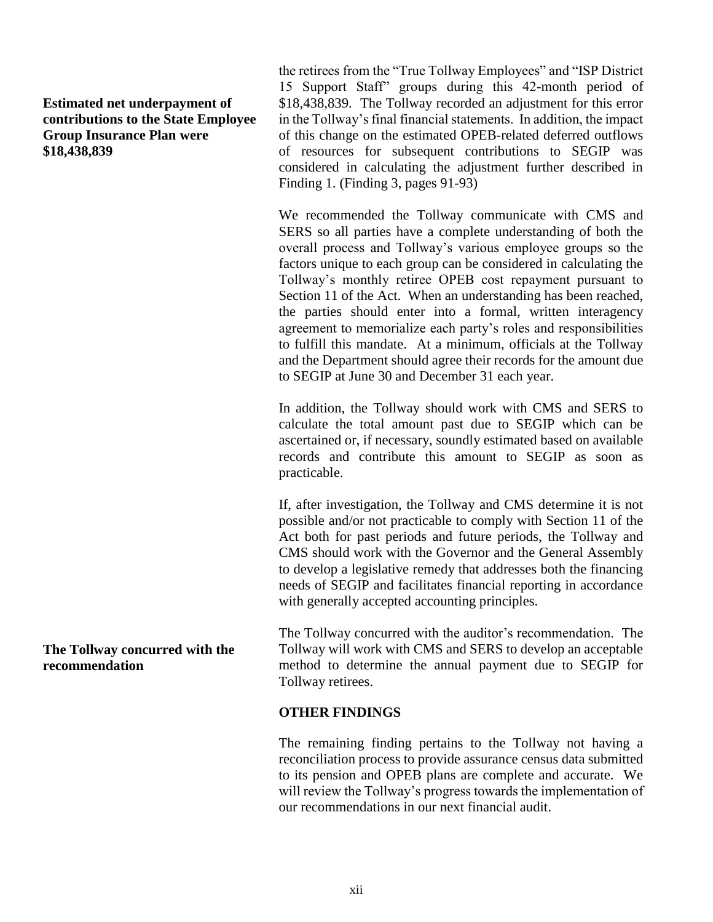**Estimated net underpayment of contributions to the State Employee Group Insurance Plan were $18,438,839**

the retirees from the "True Tollway Employees" and "ISP District 15 Support Staff" groups during this 42-month period of $18,438,839. The Tollway recorded an adjustment for this error in the Tollway's final financial statements. In addition, the impact of this change on the estimated OPEB-related deferred outflows of resources for subsequent contributions to SEGIP was considered in calculating the adjustment further described in Finding 1. (Finding 3, pages 91-93)

We recommended the Tollway communicate with CMS and SERS so all parties have a complete understanding of both the overall process and Tollway's various employee groups so the factors unique to each group can be considered in calculating the Tollway's monthly retiree OPEB cost repayment pursuant to Section 11 of the Act. When an understanding has been reached, the parties should enter into a formal, written interagency agreement to memorialize each party's roles and responsibilities to fulfill this mandate. At a minimum, officials at the Tollway and the Department should agree their records for the amount due to SEGIP at June 30 and December 31 each year.

In addition, the Tollway should work with CMS and SERS to calculate the total amount past due to SEGIP which can be ascertained or, if necessary, soundly estimated based on available records and contribute this amount to SEGIP as soon as practicable.

If, after investigation, the Tollway and CMS determine it is not possible and/or not practicable to comply with Section 11 of the Act both for past periods and future periods, the Tollway and CMS should work with the Governor and the General Assembly to develop a legislative remedy that addresses both the financing needs of SEGIP and facilitates financial reporting in accordance with generally accepted accounting principles.

**The Tollway concurred with the recommendation**

The Tollway concurred with the auditor's recommendation. The Tollway will work with CMS and SERS to develop an acceptable method to determine the annual payment due to SEGIP for Tollway retirees.

**OTHER FINDINGS**

The remaining finding pertains to the Tollway not having a reconciliation process to provide assurance census data submitted to its pension and OPEB plans are complete and accurate. We will review the Tollway's progress towards the implementation of our recommendations in our next financial audit.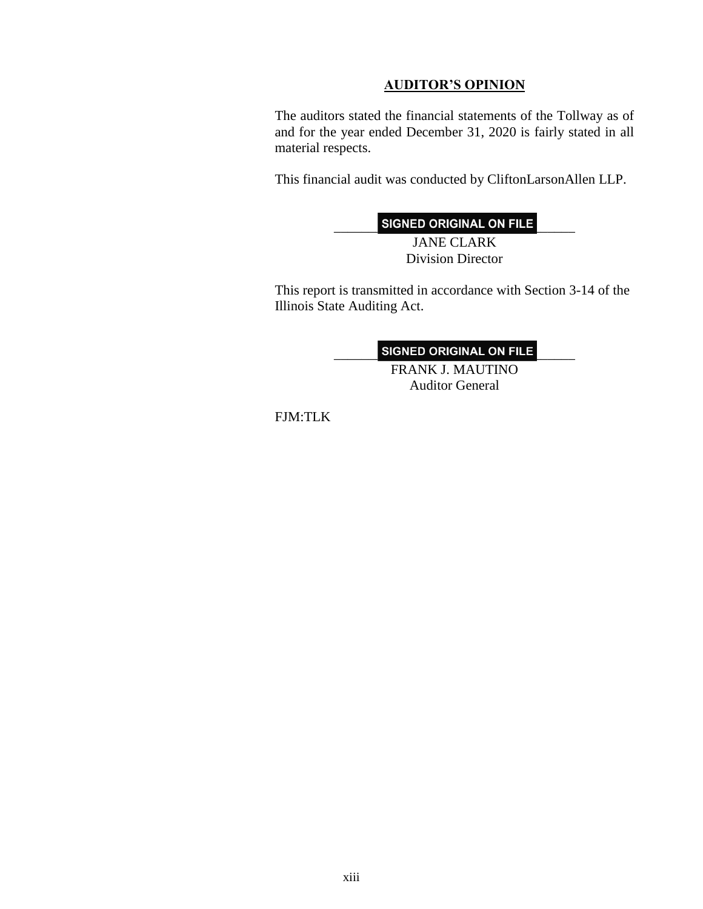## AUDITOR'S OPINION

The auditors stated the financial statements of the Tollway as of and for the year ended December 31, 2020 is fairly stated in all material respects.

This financial audit was conducted by CliftonLarsonAllen LLP.

SIGNED ORIGINAL ON FILE

JANE CLARK
Division Director

This report is transmitted in accordance with Section 3-14 of the Illinois State Auditing Act.

SIGNED ORIGINAL ON FILE

FRANK J. MAUTINO
Auditor General

FJM:TLK